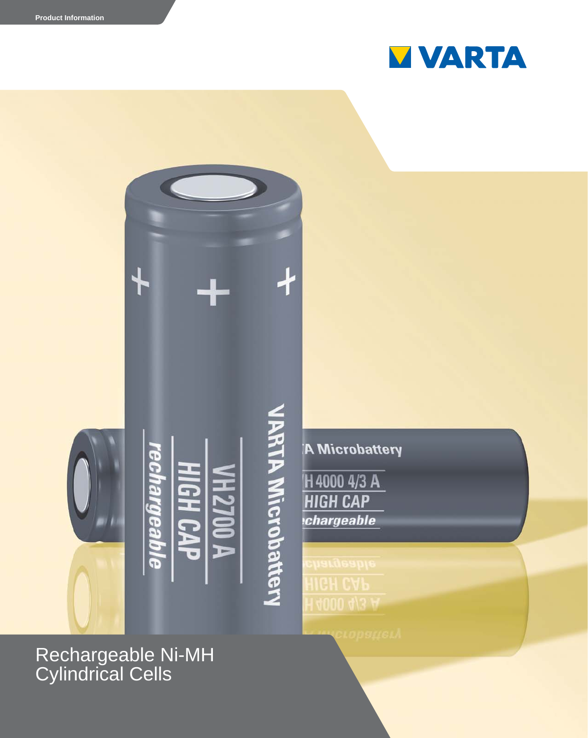Product Information

VARTA

# Rechargeable Ni-MH Cylindrical Cells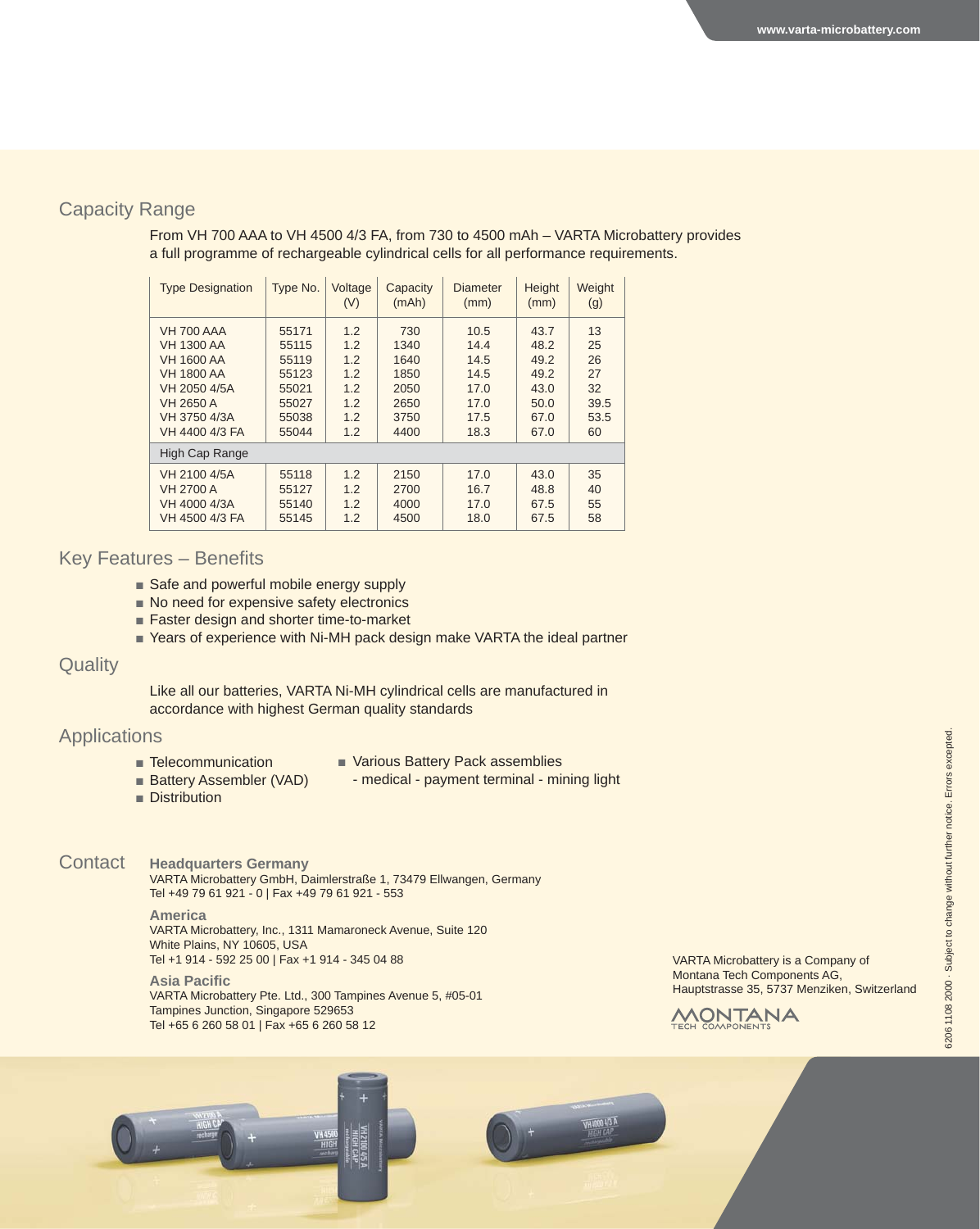## Capacity Range

From VH 700 AAA to VH 4500 4/3 FA, from 730 to 4500 mAh – VARTA Microbattery provides a full programme of rechargeable cylindrical cells for all performance requirements.

| Type Designation | Type No. | Voltage (V) | Capacity (mAh) | Diameter (mm) | Height (mm) | Weight (g) |
|---|---|---|---|---|---|---|
| VH 700 AAA | 55171 | 1.2 | 730 | 10.5 | 43.7 | 13 |
| VH 1300 AA | 55115 | 1.2 | 1340 | 14.4 | 48.2 | 25 |
| VH 1600 AA | 55119 | 1.2 | 1640 | 14.5 | 49.2 | 26 |
| VH 1800 AA | 55123 | 1.2 | 1850 | 14.5 | 49.2 | 27 |
| VH 2050 4/5A | 55021 | 1.2 | 2050 | 17.0 | 43.0 | 32 |
| VH 2650 A | 55027 | 1.2 | 2650 | 17.0 | 50.0 | 39.5 |
| VH 3750 4/3A | 55038 | 1.2 | 3750 | 17.5 | 67.0 | 53.5 |
| VH 4400 4/3 FA | 55044 | 1.2 | 4400 | 18.3 | 67.0 | 60 |
| High Cap Range | | | | | | |
| VH 2100 4/5A | 55118 | 1.2 | 2150 | 17.0 | 43.0 | 35 |
| VH 2700 A | 55127 | 1.2 | 2700 | 16.7 | 48.8 | 40 |
| VH 4000 4/3A | 55140 | 1.2 | 4000 | 17.0 | 67.5 | 55 |
| VH 4500 4/3 FA | 55145 | 1.2 | 4500 | 18.0 | 67.5 | 58 |

## Key Features – Benefits

- Safe and powerful mobile energy supply
- No need for expensive safety electronics
- Faster design and shorter time-to-market
- Years of experience with Ni-MH pack design make VARTA the ideal partner

## Quality

Like all our batteries, VARTA Ni-MH cylindrical cells are manufactured in accordance with highest German quality standards

## Applications

- Telecommunication
- Battery Assembler (VAD)
- Distribution
- Various Battery Pack assemblies
  - medical - payment terminal - mining light

## Contact

**Headquarters Germany**
VARTA Microbattery GmbH, Daimlerstraße 1, 73479 Ellwangen, Germany
Tel +49 79 61 921 - 0 | Fax +49 79 61 921 - 553

**America**
VARTA Microbattery, Inc., 1311 Mamaroneck Avenue, Suite 120
White Plains, NY 10605, USA
Tel +1 914 - 592 25 00 | Fax +1 914 - 345 04 88

**Asia Pacific**
VARTA Microbattery Pte. Ltd., 300 Tampines Avenue 5, #05-01
Tampines Junction, Singapore 529653
Tel +65 6 260 58 01 | Fax +65 6 260 58 12

VARTA Microbattery is a Company of Montana Tech Components AG, Hauptstrasse 35, 5737 Menziken, Switzerland

MONTANA TECH COMPONENTS

6206 1108 2000 · Subject to change without further notice. Errors excepted.